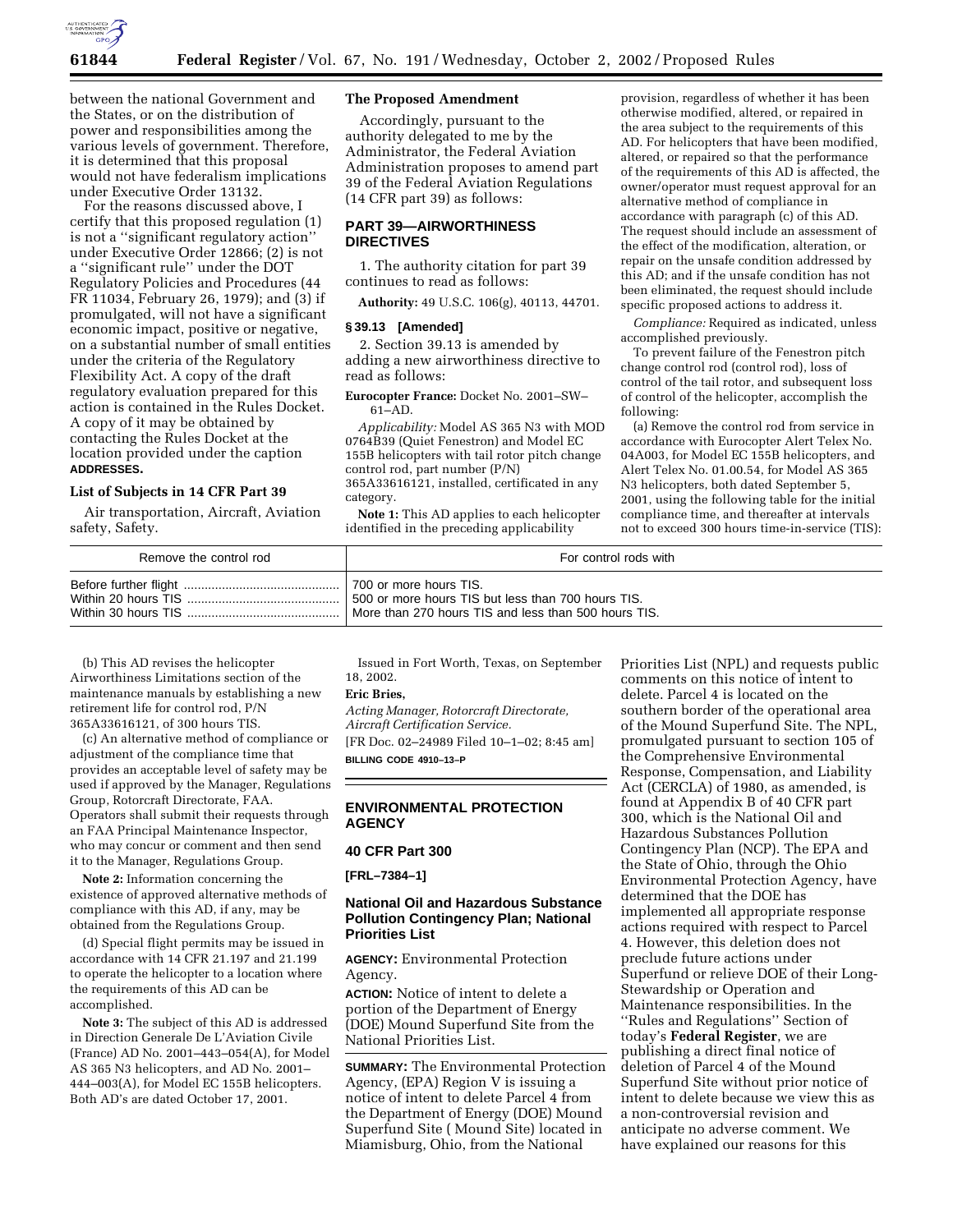between the national Government and the States, or on the distribution of power and responsibilities among the various levels of government. Therefore, it is determined that this proposal would not have federalism implications under Executive Order 13132.

For the reasons discussed above, I certify that this proposed regulation (1) is not a ''significant regulatory action'' under Executive Order 12866; (2) is not a ''significant rule'' under the DOT Regulatory Policies and Procedures (44 FR 11034, February 26, 1979); and (3) if promulgated, will not have a significant economic impact, positive or negative, on a substantial number of small entities under the criteria of the Regulatory Flexibility Act. A copy of the draft regulatory evaluation prepared for this action is contained in the Rules Docket. A copy of it may be obtained by contacting the Rules Docket at the location provided under the caption **ADDRESSES**.

### List of Subjects in 14 CFR Part 39

Air transportation, Aircraft, Aviation safety, Safety.

### The Proposed Amendment

Accordingly, pursuant to the authority delegated to me by the Administrator, the Federal Aviation Administration proposes to amend part 39 of the Federal Aviation Regulations (14 CFR part 39) as follows:

## PART 39—AIRWORTHINESS DIRECTIVES

1. The authority citation for part 39 continues to read as follows:

**Authority:** 49 U.S.C. 106(g), 40113, 44701.

### § 39.13 [Amended]

2. Section 39.13 is amended by adding a new airworthiness directive to read as follows:

**Eurocopter France:** Docket No. 2001–SW–61–AD.

*Applicability:* Model AS 365 N3 with MOD 0764B39 (Quiet Fenestron) and Model EC 155B helicopters with tail rotor pitch change control rod, part number (P/N) 365A33616121, installed, certificated in any category.

**Note 1:** This AD applies to each helicopter identified in the preceding applicability provision, regardless of whether it has been otherwise modified, altered, or repaired in the area subject to the requirements of this AD. For helicopters that have been modified, altered, or repaired so that the performance of the requirements of this AD is affected, the owner/operator must request approval for an alternative method of compliance in accordance with paragraph (c) of this AD. The request should include an assessment of the effect of the modification, alteration, or repair on the unsafe condition addressed by this AD; and if the unsafe condition has not been eliminated, the request should include specific proposed actions to address it.

*Compliance:* Required as indicated, unless accomplished previously.

To prevent failure of the Fenestron pitch change control rod (control rod), loss of control of the tail rotor, and subsequent loss of control of the helicopter, accomplish the following:

(a) Remove the control rod from service in accordance with Eurocopter Alert Telex No. 04A003, for Model EC 155B helicopters, and Alert Telex No. 01.00.54, for Model AS 365 N3 helicopters, both dated September 5, 2001, using the following table for the initial compliance time, and thereafter at intervals not to exceed 300 hours time-in-service (TIS):

| Remove the control rod | For control rods with |
|---|---|
| Before further flight | 700 or more hours TIS. |
| Within 20 hours TIS | 500 or more hours TIS but less than 700 hours TIS. |
| Within 30 hours TIS | More than 270 hours TIS and less than 500 hours TIS. |

(b) This AD revises the helicopter Airworthiness Limitations section of the maintenance manuals by establishing a new retirement life for control rod, P/N 365A33616121, of 300 hours TIS.

(c) An alternative method of compliance or adjustment of the compliance time that provides an acceptable level of safety may be used if approved by the Manager, Regulations Group, Rotorcraft Directorate, FAA. Operators shall submit their requests through an FAA Principal Maintenance Inspector, who may concur or comment and then send it to the Manager, Regulations Group.

**Note 2:** Information concerning the existence of approved alternative methods of compliance with this AD, if any, may be obtained from the Regulations Group.

(d) Special flight permits may be issued in accordance with 14 CFR 21.197 and 21.199 to operate the helicopter to a location where the requirements of this AD can be accomplished.

**Note 3:** The subject of this AD is addressed in Direction Generale De L'Aviation Civile (France) AD No. 2001–443–054(A), for Model AS 365 N3 helicopters, and AD No. 2001–444–003(A), for Model EC 155B helicopters. Both AD's are dated October 17, 2001.

Issued in Fort Worth, Texas, on September 18, 2002.

**Eric Bries,**

*Acting Manager, Rotorcraft Directorate, Aircraft Certification Service.*

[FR Doc. 02–24989 Filed 10–1–02; 8:45 am]

**BILLING CODE 4910–13–P**

## ENVIRONMENTAL PROTECTION AGENCY

### 40 CFR Part 300

**[FRL–7384–1]**

### National Oil and Hazardous Substance Pollution Contingency Plan; National Priorities List

**AGENCY:** Environmental Protection Agency.

**ACTION:** Notice of intent to delete a portion of the Department of Energy (DOE) Mound Superfund Site from the National Priorities List.

**SUMMARY:** The Environmental Protection Agency, (EPA) Region V is issuing a notice of intent to delete Parcel 4 from the Department of Energy (DOE) Mound Superfund Site ( Mound Site) located in Miamisburg, Ohio, from the National Priorities List (NPL) and requests public comments on this notice of intent to delete. Parcel 4 is located on the southern border of the operational area of the Mound Superfund Site. The NPL, promulgated pursuant to section 105 of the Comprehensive Environmental Response, Compensation, and Liability Act (CERCLA) of 1980, as amended, is found at Appendix B of 40 CFR part 300, which is the National Oil and Hazardous Substances Pollution Contingency Plan (NCP). The EPA and the State of Ohio, through the Ohio Environmental Protection Agency, have determined that the DOE has implemented all appropriate response actions required with respect to Parcel 4. However, this deletion does not preclude future actions under Superfund or relieve DOE of their Long-Stewardship or Operation and Maintenance responsibilities. In the ''Rules and Regulations'' Section of today's **Federal Register**, we are publishing a direct final notice of deletion of Parcel 4 of the Mound Superfund Site without prior notice of intent to delete because we view this as a non-controversial revision and anticipate no adverse comment. We have explained our reasons for this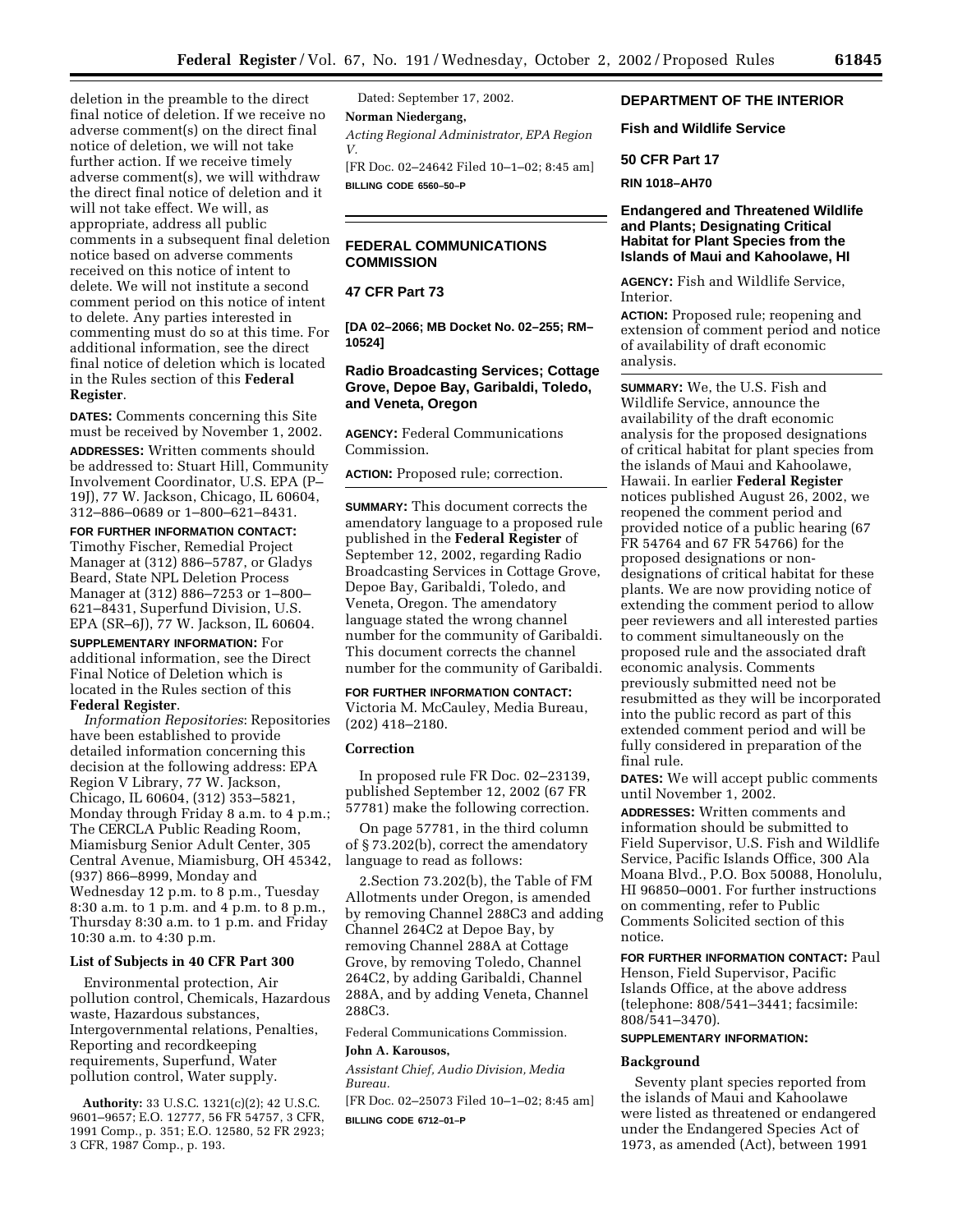deletion in the preamble to the direct final notice of deletion. If we receive no adverse comment(s) on the direct final notice of deletion, we will not take further action. If we receive timely adverse comment(s), we will withdraw the direct final notice of deletion and it will not take effect. We will, as appropriate, address all public comments in a subsequent final deletion notice based on adverse comments received on this notice of intent to delete. We will not institute a second comment period on this notice of intent to delete. Any parties interested in commenting must do so at this time. For additional information, see the direct final notice of deletion which is located in the Rules section of this **Federal Register**.

**DATES:** Comments concerning this Site must be received by November 1, 2002.

**ADDRESSES:** Written comments should be addressed to: Stuart Hill, Community Involvement Coordinator, U.S. EPA (P–19J), 77 W. Jackson, Chicago, IL 60604, 312–886–0689 or 1–800–621–8431.

**FOR FURTHER INFORMATION CONTACT:** Timothy Fischer, Remedial Project Manager at (312) 886–5787, or Gladys Beard, State NPL Deletion Process Manager at (312) 886–7253 or 1–800–621–8431, Superfund Division, U.S. EPA (SR–6J), 77 W. Jackson, IL 60604.

**SUPPLEMENTARY INFORMATION:** For additional information, see the Direct Final Notice of Deletion which is located in the Rules section of this **Federal Register**.

*Information Repositories*: Repositories have been established to provide detailed information concerning this decision at the following address: EPA Region V Library, 77 W. Jackson, Chicago, IL 60604, (312) 353–5821, Monday through Friday 8 a.m. to 4 p.m.; The CERCLA Public Reading Room, Miamisburg Senior Adult Center, 305 Central Avenue, Miamisburg, OH 45342, (937) 866–8999, Monday and Wednesday 12 p.m. to 8 p.m., Tuesday 8:30 a.m. to 1 p.m. and 4 p.m. to 8 p.m., Thursday 8:30 a.m. to 1 p.m. and Friday 10:30 a.m. to 4:30 p.m.

### List of Subjects in 40 CFR Part 300

Environmental protection, Air pollution control, Chemicals, Hazardous waste, Hazardous substances, Intergovernmental relations, Penalties, Reporting and recordkeeping requirements, Superfund, Water pollution control, Water supply.

**Authority:** 33 U.S.C. 1321(c)(2); 42 U.S.C. 9601–9657; E.O. 12777, 56 FR 54757, 3 CFR, 1991 Comp., p. 351; E.O. 12580, 52 FR 2923; 3 CFR, 1987 Comp., p. 193.

Dated: September 17, 2002.

**Norman Niedergang,**

*Acting Regional Administrator, EPA Region V.*

[FR Doc. 02–24642 Filed 10–1–02; 8:45 am]

**BILLING CODE 6560–50–P**

---

## FEDERAL COMMUNICATIONS COMMISSION

### 47 CFR Part 73

**[DA 02–2066; MB Docket No. 02–255; RM–10524]**

### Radio Broadcasting Services; Cottage Grove, Depoe Bay, Garibaldi, Toledo, and Veneta, Oregon

**AGENCY:** Federal Communications Commission.

**ACTION:** Proposed rule; correction.

**SUMMARY:** This document corrects the amendatory language to a proposed rule published in the **Federal Register** of September 12, 2002, regarding Radio Broadcasting Services in Cottage Grove, Depoe Bay, Garibaldi, Toledo, and Veneta, Oregon. The amendatory language stated the wrong channel number for the community of Garibaldi. This document corrects the channel number for the community of Garibaldi.

**FOR FURTHER INFORMATION CONTACT:** Victoria M. McCauley, Media Bureau, (202) 418–2180.

### Correction

In proposed rule FR Doc. 02–23139, published September 12, 2002 (67 FR 57781) make the following correction.

On page 57781, in the third column of § 73.202(b), correct the amendatory language to read as follows:

2.Section 73.202(b), the Table of FM Allotments under Oregon, is amended by removing Channel 288C3 and adding Channel 264C2 at Depoe Bay, by removing Channel 288A at Cottage Grove, by removing Toledo, Channel 264C2, by adding Garibaldi, Channel 288A, and by adding Veneta, Channel 288C3.

Federal Communications Commission.

**John A. Karousos,**

*Assistant Chief, Audio Division, Media Bureau.*

[FR Doc. 02–25073 Filed 10–1–02; 8:45 am]

**BILLING CODE 6712–01–P**

---

## DEPARTMENT OF THE INTERIOR

### Fish and Wildlife Service

### 50 CFR Part 17

**RIN 1018–AH70**

### Endangered and Threatened Wildlife and Plants; Designating Critical Habitat for Plant Species from the Islands of Maui and Kahoolawe, HI

**AGENCY:** Fish and Wildlife Service, Interior.

**ACTION:** Proposed rule; reopening and extension of comment period and notice of availability of draft economic analysis.

**SUMMARY:** We, the U.S. Fish and Wildlife Service, announce the availability of the draft economic analysis for the proposed designations of critical habitat for plant species from the islands of Maui and Kahoolawe, Hawaii. In earlier **Federal Register** notices published August 26, 2002, we reopened the comment period and provided notice of a public hearing (67 FR 54764 and 67 FR 54766) for the proposed designations or non-designations of critical habitat for these plants. We are now providing notice of extending the comment period to allow peer reviewers and all interested parties to comment simultaneously on the proposed rule and the associated draft economic analysis. Comments previously submitted need not be resubmitted as they will be incorporated into the public record as part of this extended comment period and will be fully considered in preparation of the final rule.

**DATES:** We will accept public comments until November 1, 2002.

**ADDRESSES:** Written comments and information should be submitted to Field Supervisor, U.S. Fish and Wildlife Service, Pacific Islands Office, 300 Ala Moana Blvd., P.O. Box 50088, Honolulu, HI 96850–0001. For further instructions on commenting, refer to Public Comments Solicited section of this notice.

**FOR FURTHER INFORMATION CONTACT:** Paul Henson, Field Supervisor, Pacific Islands Office, at the above address (telephone: 808/541–3441; facsimile: 808/541–3470).

**SUPPLEMENTARY INFORMATION:**

### Background

Seventy plant species reported from the islands of Maui and Kahoolawe were listed as threatened or endangered under the Endangered Species Act of 1973, as amended (Act), between 1991